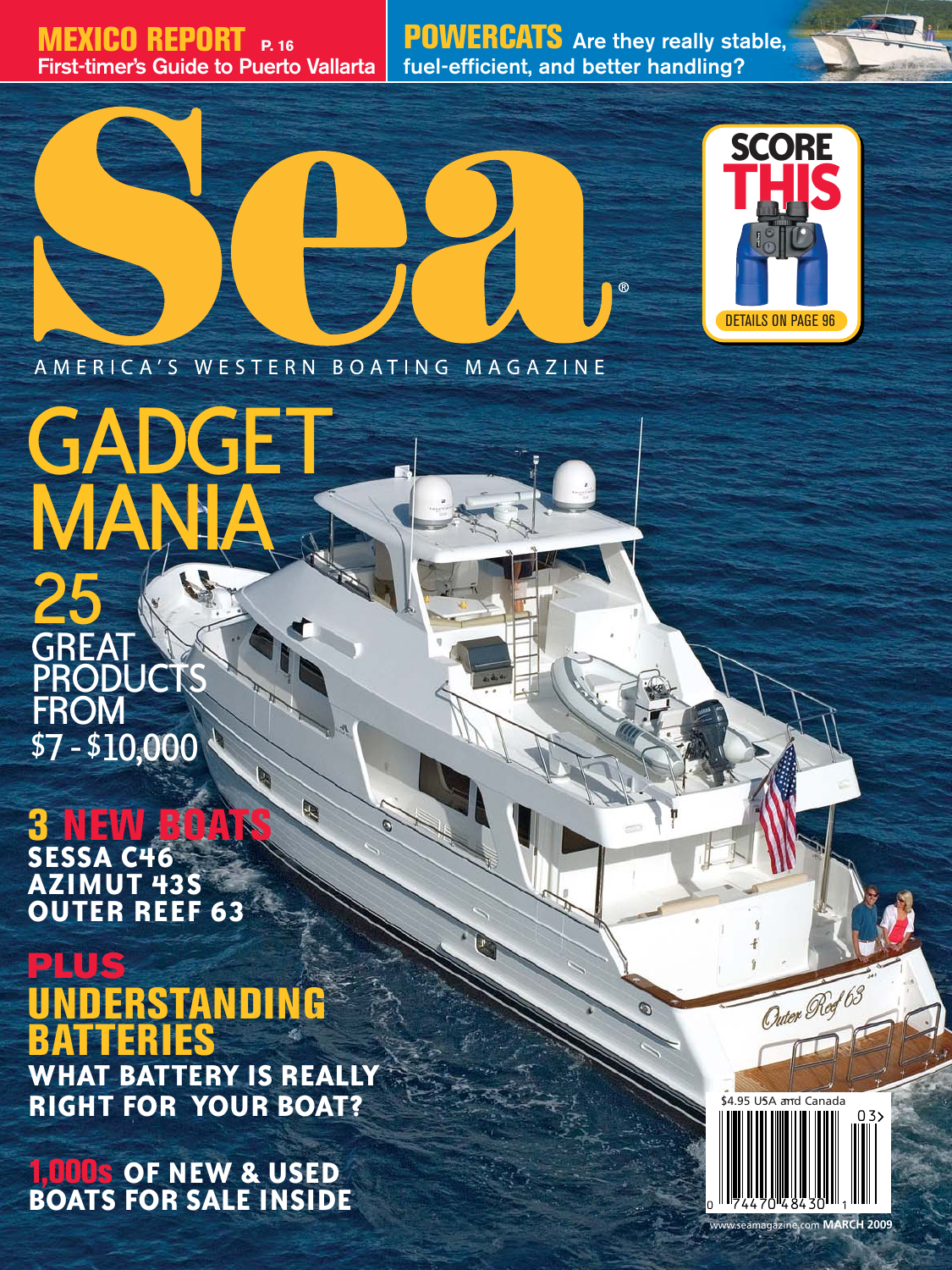**MEXICO REPORT** P. 16
First-timer's Guide to Puerto Vallarta

**POWERCATS** Are they really stable, fuel-efficient, and better handling?

# Sea®

AMERICA'S WESTERN BOATING MAGAZINE

SCORE THIS
DETAILS ON PAGE 96

## GADGET MANIA

25 GREAT PRODUCTS FROM $7 - $10,000

## 3 NEW BOATS

**SESSA C46**
**AZIMUT 43S**
**OUTER REEF 63**

## PLUS UNDERSTANDING BATTERIES

**WHAT BATTERY IS REALLY RIGHT FOR YOUR BOAT?**

**1,000s OF NEW & USED BOATS FOR SALE INSIDE**

Outer Reef 63

$4.95 USA and Canada

03

0 74470 48430 1

www.seamagazine.com MARCH 2009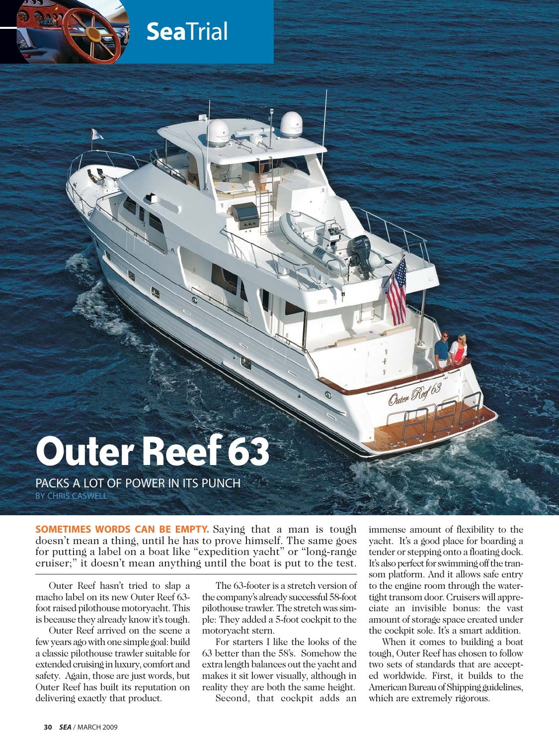# Outer Reef 63

PACKS A LOT OF POWER IN ITS PUNCH

BY CHRIS CASWELL

**SOMETIMES WORDS CAN BE EMPTY.** Saying that a man is tough doesn't mean a thing, until he has to prove himself. The same goes for putting a label on a boat like "expedition yacht" or "long-range cruiser;" it doesn't mean anything until the boat is put to the test.

Outer Reef hasn't tried to slap a macho label on its new Outer Reef 63-foot raised pilothouse motoryacht. This is because they already know it's tough.

Outer Reef arrived on the scene a few years ago with one simple goal: build a classic pilothouse trawler suitable for extended cruising in luxury, comfort and safety. Again, those are just words, but Outer Reef has built its reputation on delivering exactly that product.

The 63-footer is a stretch version of the company's already successful 58-foot pilothouse trawler. The stretch was simple: They added a 5-foot cockpit to the motoryacht stern.

For starters I like the looks of the 63 better than the 58's. Somehow the extra length balances out the yacht and makes it sit lower visually, although in reality they are both the same height.

Second, that cockpit adds an immense amount of flexibility to the yacht. It's a good place for boarding a tender or stepping onto a floating dock. It's also perfect for swimming off the transom platform. And it allows safe entry to the engine room through the watertight transom door. Cruisers will appreciate an invisible bonus: the vast amount of storage space created under the cockpit sole. It's a smart addition.

When it comes to building a boat tough, Outer Reef has chosen to follow two sets of standards that are accepted worldwide. First, it builds to the American Bureau of Shipping guidelines, which are extremely rigorous.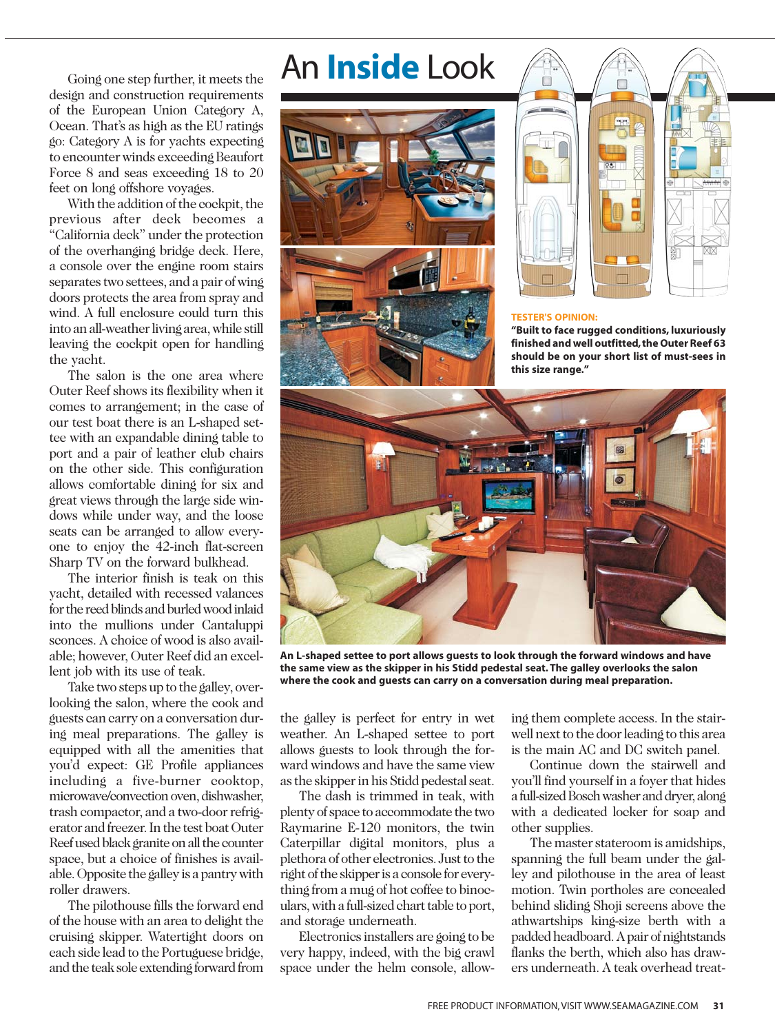Going one step further, it meets the design and construction requirements of the European Union Category A, Ocean. That's as high as the EU ratings go: Category A is for yachts expecting to encounter winds exceeding Beaufort Force 8 and seas exceeding 18 to 20 feet on long offshore voyages.

With the addition of the cockpit, the previous after deck becomes a "California deck" under the protection of the overhanging bridge deck. Here, a console over the engine room stairs separates two settees, and a pair of wing doors protects the area from spray and wind. A full enclosure could turn this into an all-weather living area, while still leaving the cockpit open for handling the yacht.

The salon is the one area where Outer Reef shows its flexibility when it comes to arrangement; in the case of our test boat there is an L-shaped settee with an expandable dining table to port and a pair of leather club chairs on the other side. This configuration allows comfortable dining for six and great views through the large side windows while under way, and the loose seats can be arranged to allow everyone to enjoy the 42-inch flat-screen Sharp TV on the forward bulkhead.

The interior finish is teak on this yacht, detailed with recessed valances for the reed blinds and burled wood inlaid into the mullions under Cantaluppi sconces. A choice of wood is also available; however, Outer Reef did an excellent job with its use of teak.

Take two steps up to the galley, overlooking the salon, where the cook and guests can carry on a conversation during meal preparations. The galley is equipped with all the amenities that you'd expect: GE Profile appliances including a five-burner cooktop, microwave/convection oven, dishwasher, trash compactor, and a two-door refrigerator and freezer. In the test boat Outer Reef used black granite on all the counter space, but a choice of finishes is available. Opposite the galley is a pantry with roller drawers.

The pilothouse fills the forward end of the house with an area to delight the cruising skipper. Watertight doors on each side lead to the Portuguese bridge, and the teak sole extending forward from the galley is perfect for entry in wet weather. An L-shaped settee to port allows guests to look through the forward windows and have the same view as the skipper in his Stidd pedestal seat.

The dash is trimmed in teak, with plenty of space to accommodate the two Raymarine E-120 monitors, the twin Caterpillar digital monitors, plus a plethora of other electronics. Just to the right of the skipper is a console for everything from a mug of hot coffee to binoculars, with a full-sized chart table to port, and storage underneath.

Electronics installers are going to be very happy, indeed, with the big crawl space under the helm console, allowing them complete access. In the stairwell next to the door leading to this area is the main AC and DC switch panel.

Continue down the stairwell and you'll find yourself in a foyer that hides a full-sized Bosch washer and dryer, along with a dedicated locker for soap and other supplies.

The master stateroom is amidships, spanning the full beam under the galley and pilothouse in the area of least motion. Twin portholes are concealed behind sliding Shoji screens above the athwartships king-size berth with a padded headboard. A pair of nightstands flanks the berth, which also has drawers underneath. A teak overhead treat-

# An **Inside** Look

**TESTER'S OPINION:**

**"Built to face rugged conditions, luxuriously finished and well outfitted, the Outer Reef 63 should be on your short list of must-sees in this size range."**

**An L-shaped settee to port allows guests to look through the forward windows and have the same view as the skipper in his Stidd pedestal seat. The galley overlooks the salon where the cook and guests can carry on a conversation during meal preparation.**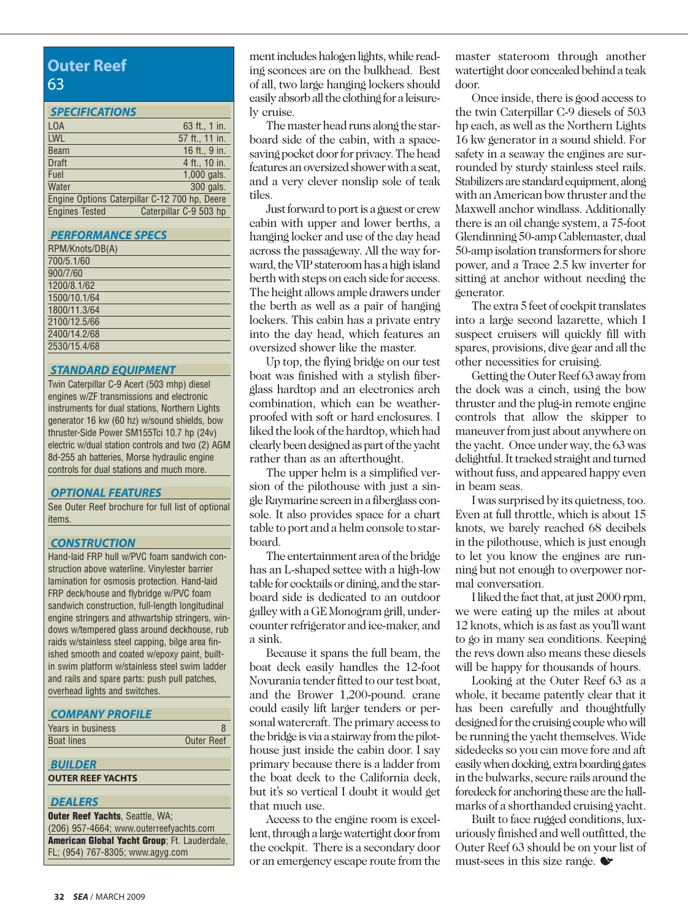# Outer Reef 63

## SPECIFICATIONS

| | |
|---|---|
| LOA | 63 ft., 1 in. |
| LWL | 57 ft., 11 in. |
| Beam | 16 ft., 9 in. |
| Draft | 4 ft., 10 in. |
| Fuel | 1,000 gals. |
| Water | 300 gals. |
| Engine Options | Caterpillar C-12 700 hp, Deere |
| Engines Tested | Caterpillar C-9 503 hp |

## PERFORMANCE SPECS

RPM/Knots/DB(A)
700/5.1/60
900/7/60
1200/8.1/62
1500/10.1/64
1800/11.3/64
2100/12.5/66
2400/14.2/68
2530/15.4/68

## STANDARD EQUIPMENT

Twin Caterpillar C-9 Acert (503 mhp) diesel engines w/ZF transmissions and electronic instruments for dual stations, Northern Lights generator 16 kw (60 hz) w/sound shields, bow thruster-Side Power SM155Tci 10.7 hp (24v) electric w/dual station controls and two (2) AGM 8d-255 ah batteries, Morse hydraulic engine controls for dual stations and much more.

## OPTIONAL FEATURES

See Outer Reef brochure for full list of optional items.

## CONSTRUCTION

Hand-laid FRP hull w/PVC foam sandwich construction above waterline. Vinylester barrier lamination for osmosis protection. Hand-laid FRP deck/house and flybridge w/PVC foam sandwich construction, full-length longitudinal engine stringers and athwartship stringers, windows w/tempered glass around deckhouse, rub raids w/stainless steel capping, bilge area finished smooth and coated w/epoxy paint, built-in swim platform w/stainless steel swim ladder and rails and spare parts: push pull patches, overhead lights and switches.

## COMPANY PROFILE

| | |
|---|---|
| Years in business | 8 |
| Boat lines | Outer Reef |

## BUILDER

**OUTER REEF YACHTS**

## DEALERS

**Outer Reef Yachts**, Seattle, WA; (206) 957-4664; www.outerreefyachts.com
**American Global Yacht Group**; Ft. Lauderdale, FL; (954) 767-8305; www.agyg.com

---

ment includes halogen lights, while reading sconces are on the bulkhead. Best of all, two large hanging lockers should easily absorb all the clothing for a leisurely cruise.

The master head runs along the starboard side of the cabin, with a space-saving pocket door for privacy. The head features an oversized shower with a seat, and a very clever nonslip sole of teak tiles.

Just forward to port is a guest or crew cabin with upper and lower berths, a hanging locker and use of the day head across the passageway. All the way forward, the VIP stateroom has a high island berth with steps on each side for access. The height allows ample drawers under the berth as well as a pair of hanging lockers. This cabin has a private entry into the day head, which features an oversized shower like the master.

Up top, the flying bridge on our test boat was finished with a stylish fiberglass hardtop and an electronics arch combination, which can be weatherproofed with soft or hard enclosures. I liked the look of the hardtop, which had clearly been designed as part of the yacht rather than as an afterthought.

The upper helm is a simplified version of the pilothouse with just a single Raymarine screen in a fiberglass console. It also provides space for a chart table to port and a helm console to starboard.

The entertainment area of the bridge has an L-shaped settee with a high-low table for cocktails or dining, and the starboard side is dedicated to an outdoor galley with a GE Monogram grill, undercounter refrigerator and ice-maker, and a sink.

Because it spans the full beam, the boat deck easily handles the 12-foot Novurania tender fitted to our test boat, and the Brower 1,200-pound. crane could easily lift larger tenders or personal watercraft. The primary access to the bridge is via a stairway from the pilothouse just inside the cabin door. I say primary because there is a ladder from the boat deck to the California deck, but it's so vertical I doubt it would get that much use.

Access to the engine room is excellent, through a large watertight door from the cockpit. There is a secondary door or an emergency escape route from the master stateroom through another watertight door concealed behind a teak door.

Once inside, there is good access to the twin Caterpillar C-9 diesels of 503 hp each, as well as the Northern Lights 16 kw generator in a sound shield. For safety in a seaway the engines are surrounded by sturdy stainless steel rails. Stabilizers are standard equipment, along with an American bow thruster and the Maxwell anchor windlass. Additionally there is an oil change system, a 75-foot Glendinning 50-amp Cablemaster, dual 50-amp isolation transformers for shore power, and a Trace 2.5 kw inverter for sitting at anchor without needing the generator.

The extra 5 feet of cockpit translates into a large second lazarette, which I suspect cruisers will quickly fill with spares, provisions, dive gear and all the other necessities for cruising.

Getting the Outer Reef 63 away from the dock was a cinch, using the bow thruster and the plug-in remote engine controls that allow the skipper to maneuver from just about anywhere on the yacht. Once under way, the 63 was delightful. It tracked straight and turned without fuss, and appeared happy even in beam seas.

I was surprised by its quietness, too. Even at full throttle, which is about 15 knots, we barely reached 68 decibels in the pilothouse, which is just enough to let you know the engines are running but not enough to overpower normal conversation.

I liked the fact that, at just 2000 rpm, we were eating up the miles at about 12 knots, which is as fast as you'll want to go in many sea conditions. Keeping the revs down also means these diesels will be happy for thousands of hours.

Looking at the Outer Reef 63 as a whole, it became patently clear that it has been carefully and thoughtfully designed for the cruising couple who will be running the yacht themselves. Wide sidedecks so you can move fore and aft easily when docking, extra boarding gates in the bulwarks, secure rails around the foredeck for anchoring these are the hallmarks of a shorthanded cruising yacht.

Built to face rugged conditions, luxuriously finished and well outfitted, the Outer Reef 63 should be on your list of must-sees in this size range.